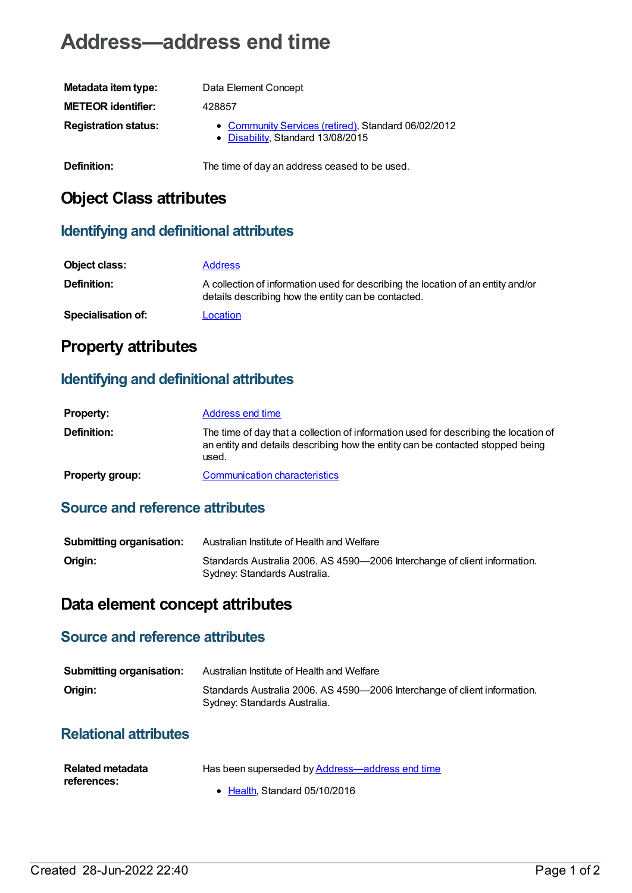# Address—address end time

| | |
|---|---|
| **Metadata item type:** | Data Element Concept |
| **METEOR identifier:** | 428857 |
| **Registration status:** | • Community Services (retired), Standard 06/02/2012<br>• Disability, Standard 13/08/2015 |
| **Definition:** | The time of day an address ceased to be used. |

## Object Class attributes

### Identifying and definitional attributes

| | |
|---|---|
| **Object class:** | Address |
| **Definition:** | A collection of information used for describing the location of an entity and/or details describing how the entity can be contacted. |
| **Specialisation of:** | Location |

## Property attributes

### Identifying and definitional attributes

| | |
|---|---|
| **Property:** | Address end time |
| **Definition:** | The time of day that a collection of information used for describing the location of an entity and details describing how the entity can be contacted stopped being used. |
| **Property group:** | Communication characteristics |

### Source and reference attributes

| | |
|---|---|
| **Submitting organisation:** | Australian Institute of Health and Welfare |
| **Origin:** | Standards Australia 2006. AS 4590—2006 Interchange of client information. Sydney: Standards Australia. |

## Data element concept attributes

### Source and reference attributes

| | |
|---|---|
| **Submitting organisation:** | Australian Institute of Health and Welfare |
| **Origin:** | Standards Australia 2006. AS 4590—2006 Interchange of client information. Sydney: Standards Australia. |

### Relational attributes

| | |
|---|---|
| **Related metadata references:** | Has been superseded by Address—address end time<br>• Health, Standard 05/10/2016 |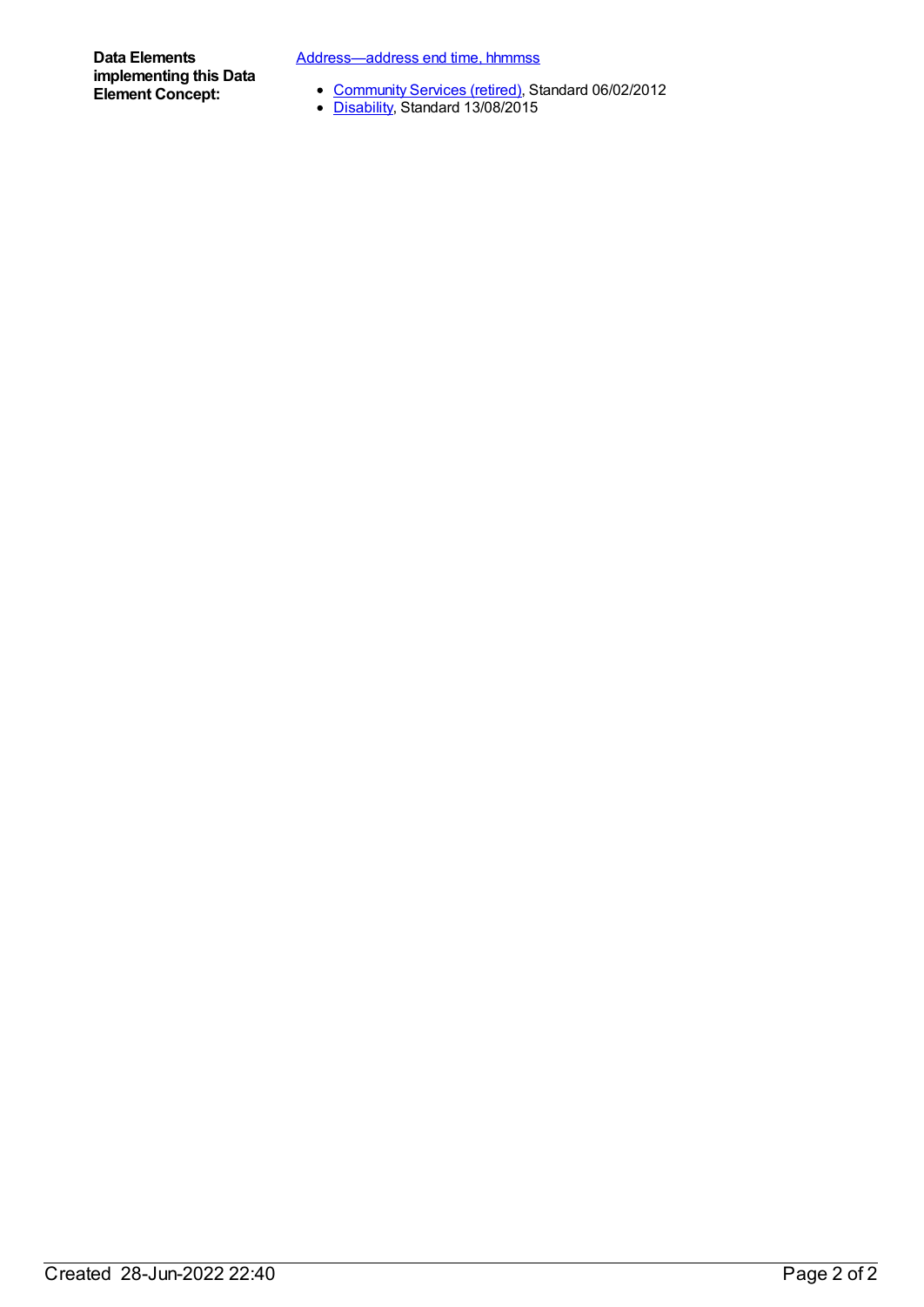**Data Elements implementing this Data Element Concept:**

Address—address end time, hhmmss

- Community Services (retired), Standard 06/02/2012
- Disability, Standard 13/08/2015